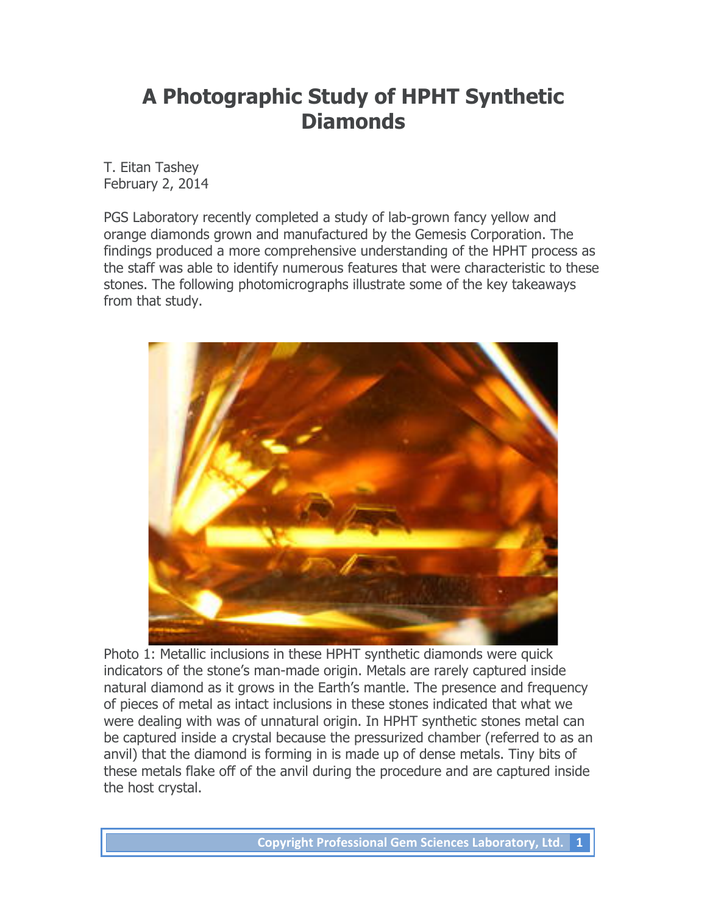# A Photographic Study of HPHT Synthetic Diamonds

T. Eitan Tashey
February 2, 2014

PGS Laboratory recently completed a study of lab-grown fancy yellow and orange diamonds grown and manufactured by the Gemesis Corporation. The findings produced a more comprehensive understanding of the HPHT process as the staff was able to identify numerous features that were characteristic to these stones. The following photomicrographs illustrate some of the key takeaways from that study.

Photo 1: Metallic inclusions in these HPHT synthetic diamonds were quick indicators of the stone's man-made origin. Metals are rarely captured inside natural diamond as it grows in the Earth's mantle. The presence and frequency of pieces of metal as intact inclusions in these stones indicated that what we were dealing with was of unnatural origin. In HPHT synthetic stones metal can be captured inside a crystal because the pressurized chamber (referred to as an anvil) that the diamond is forming in is made up of dense metals. Tiny bits of these metals flake off of the anvil during the procedure and are captured inside the host crystal.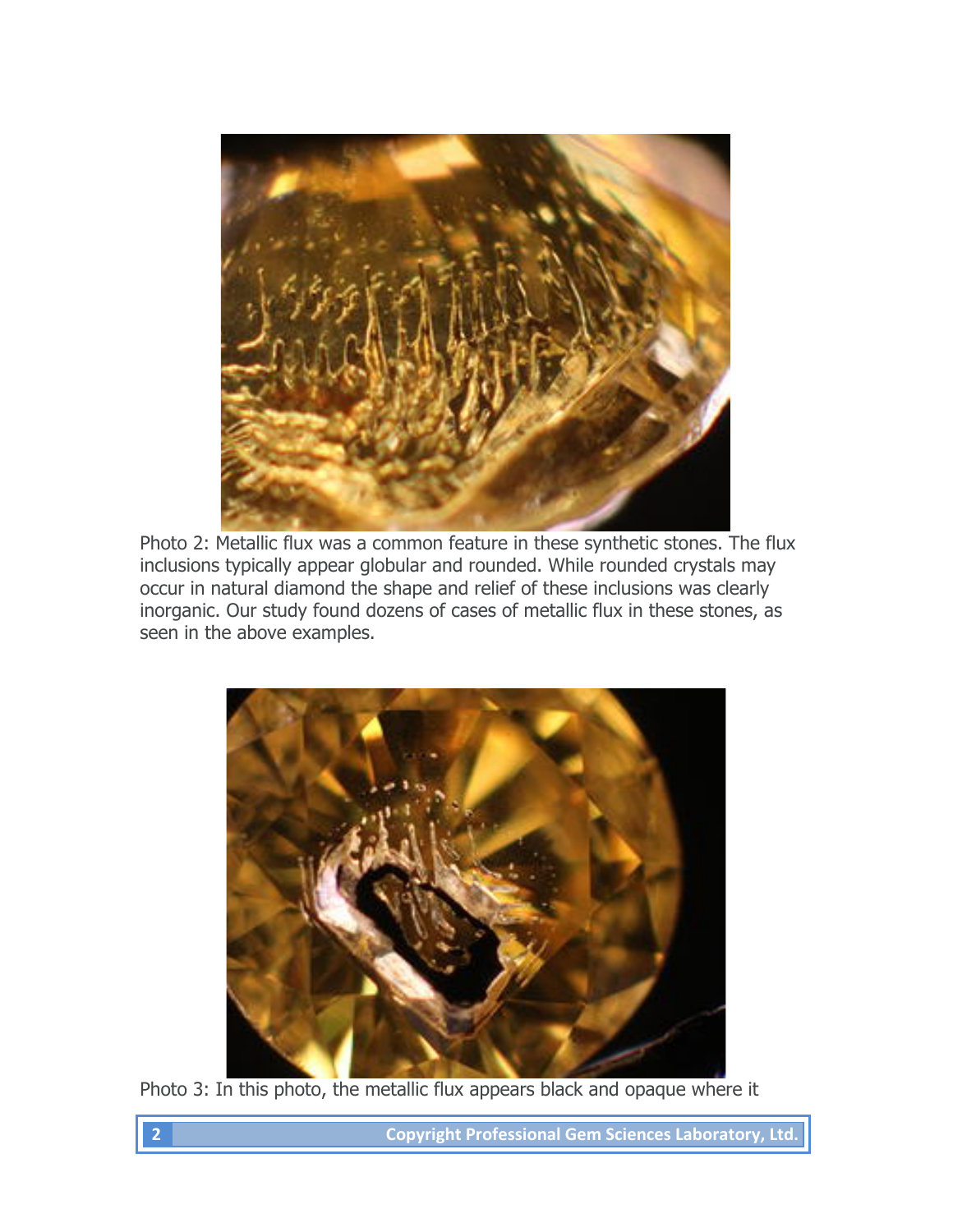Photo 2: Metallic flux was a common feature in these synthetic stones. The flux inclusions typically appear globular and rounded. While rounded crystals may occur in natural diamond the shape and relief of these inclusions was clearly inorganic. Our study found dozens of cases of metallic flux in these stones, as seen in the above examples.

Photo 3: In this photo, the metallic flux appears black and opaque where it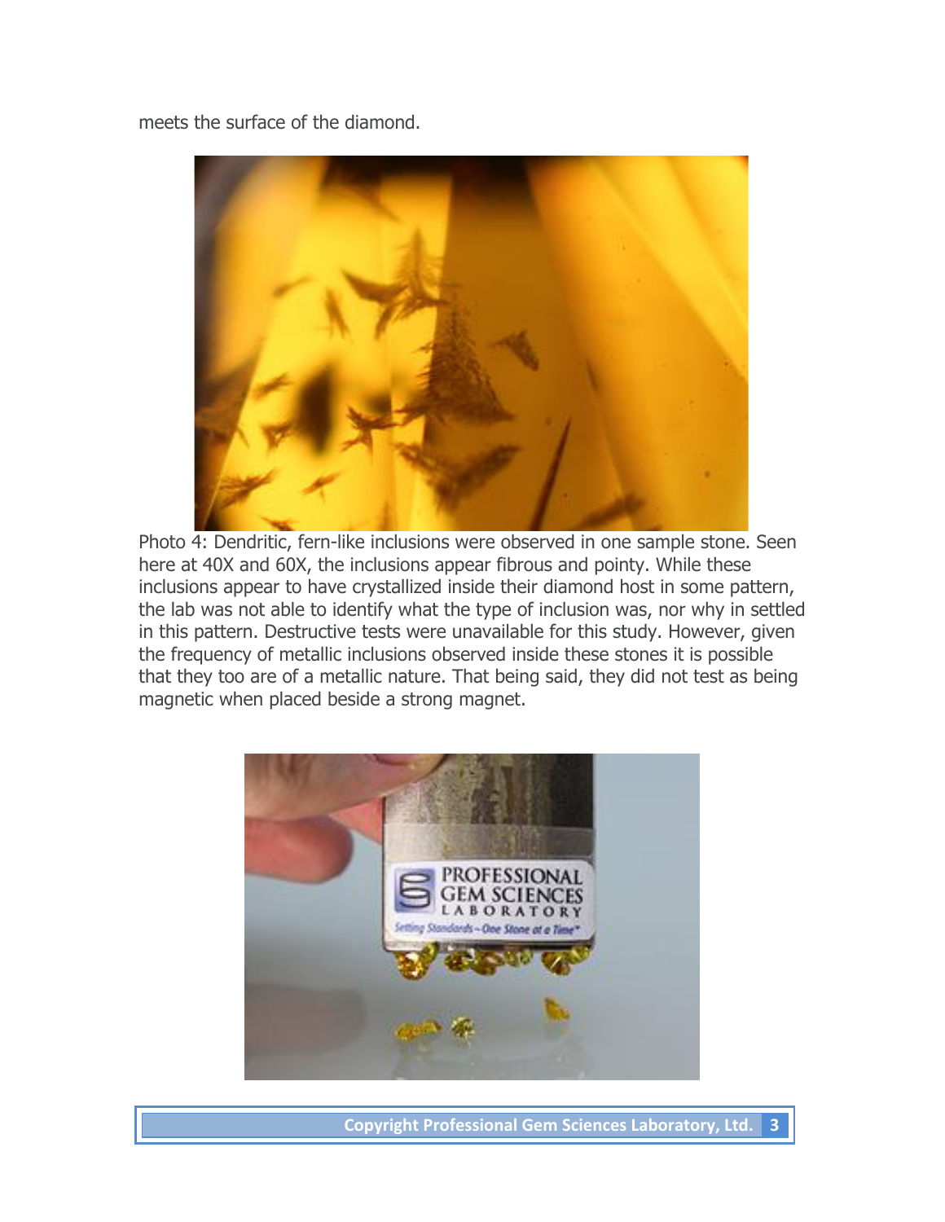meets the surface of the diamond.

Photo 4: Dendritic, fern-like inclusions were observed in one sample stone. Seen here at 40X and 60X, the inclusions appear fibrous and pointy. While these inclusions appear to have crystallized inside their diamond host in some pattern, the lab was not able to identify what the type of inclusion was, nor why in settled in this pattern. Destructive tests were unavailable for this study. However, given the frequency of metallic inclusions observed inside these stones it is possible that they too are of a metallic nature. That being said, they did not test as being magnetic when placed beside a strong magnet.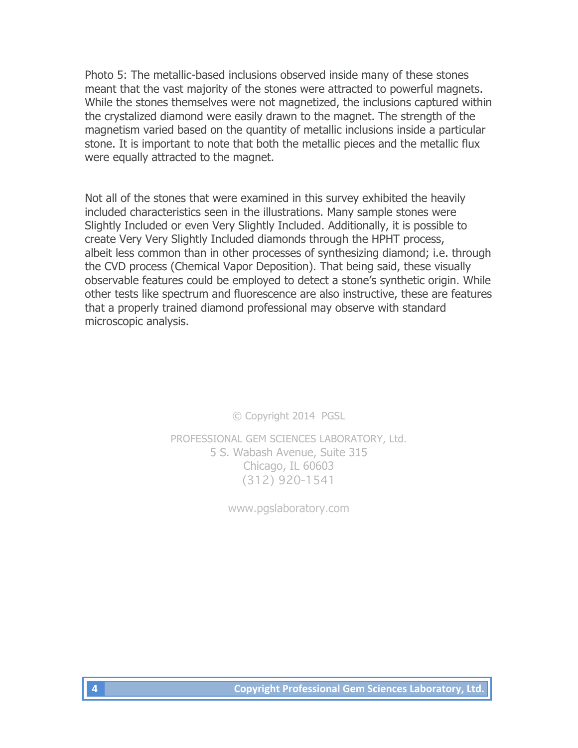Photo 5: The metallic-based inclusions observed inside many of these stones meant that the vast majority of the stones were attracted to powerful magnets. While the stones themselves were not magnetized, the inclusions captured within the crystalized diamond were easily drawn to the magnet. The strength of the magnetism varied based on the quantity of metallic inclusions inside a particular stone. It is important to note that both the metallic pieces and the metallic flux were equally attracted to the magnet.

Not all of the stones that were examined in this survey exhibited the heavily included characteristics seen in the illustrations. Many sample stones were Slightly Included or even Very Slightly Included. Additionally, it is possible to create Very Very Slightly Included diamonds through the HPHT process, albeit less common than in other processes of synthesizing diamond; i.e. through the CVD process (Chemical Vapor Deposition). That being said, these visually observable features could be employed to detect a stone's synthetic origin. While other tests like spectrum and fluorescence are also instructive, these are features that a properly trained diamond professional may observe with standard microscopic analysis.

© Copyright 2014 PGSL

PROFESSIONAL GEM SCIENCES LABORATORY, Ltd.
5 S. Wabash Avenue, Suite 315
Chicago, IL 60603
(312) 920-1541

www.pgslaboratory.com